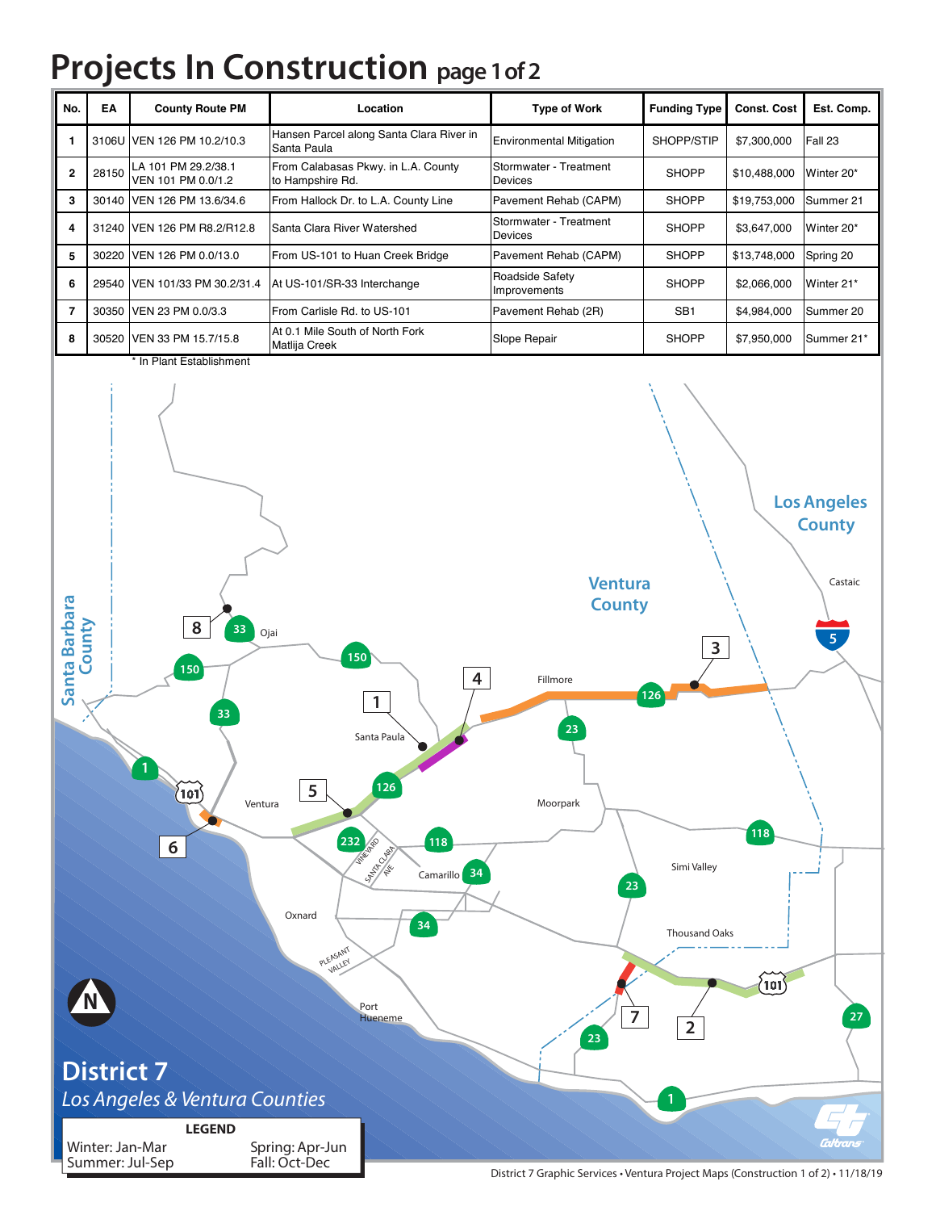# Projects In Construction page 1 of 2

| No. | EA | County Route PM | Location | Type of Work | Funding Type | Const. Cost | Est. Comp. |
|---|---|---|---|---|---|---|---|
| 1 | 3106U | VEN 126 PM 10.2/10.3 | Hansen Parcel along Santa Clara River in Santa Paula | Environmental Mitigation | SHOPP/STIP | $7,300,000 | Fall 23 |
| 2 | 28150 | LA 101 PM 29.2/38.1 VEN 101 PM 0.0/1.2 | From Calabasas Pkwy. in L.A. County to Hampshire Rd. | Stormwater - Treatment Devices | SHOPP | $10,488,000 | Winter 20* |
| 3 | 30140 | VEN 126 PM 13.6/34.6 | From Hallock Dr. to L.A. County Line | Pavement Rehab (CAPM) | SHOPP | $19,753,000 | Summer 21 |
| 4 | 31240 | VEN 126 PM R8.2/R12.8 | Santa Clara River Watershed | Stormwater - Treatment Devices | SHOPP | $3,647,000 | Winter 20* |
| 5 | 30220 | VEN 126 PM 0.0/13.0 | From US-101 to Huan Creek Bridge | Pavement Rehab (CAPM) | SHOPP | $13,748,000 | Spring 20 |
| 6 | 29540 | VEN 101/33 PM 30.2/31.4 | At US-101/SR-33 Interchange | Roadside Safety Improvements | SHOPP | $2,066,000 | Winter 21* |
| 7 | 30350 | VEN 23 PM 0.0/3.3 | From Carlisle Rd. to US-101 | Pavement Rehab (2R) | SB1 | $4,984,000 | Summer 20 |
| 8 | 30520 | VEN 33 PM 15.7/15.8 | At 0.1 Mile South of North Fork Matlija Creek | Slope Repair | SHOPP | $7,950,000 | Summer 21* |

* In Plant Establishment

## District 7

*Los Angeles & Ventura Counties*

**LEGEND**

Winter: Jan-Mar
Summer: Jul-Sep
Spring: Apr-Jun
Fall: Oct-Dec

District 7 Graphic Services • Ventura Project Maps (Construction 1 of 2) • 11/18/19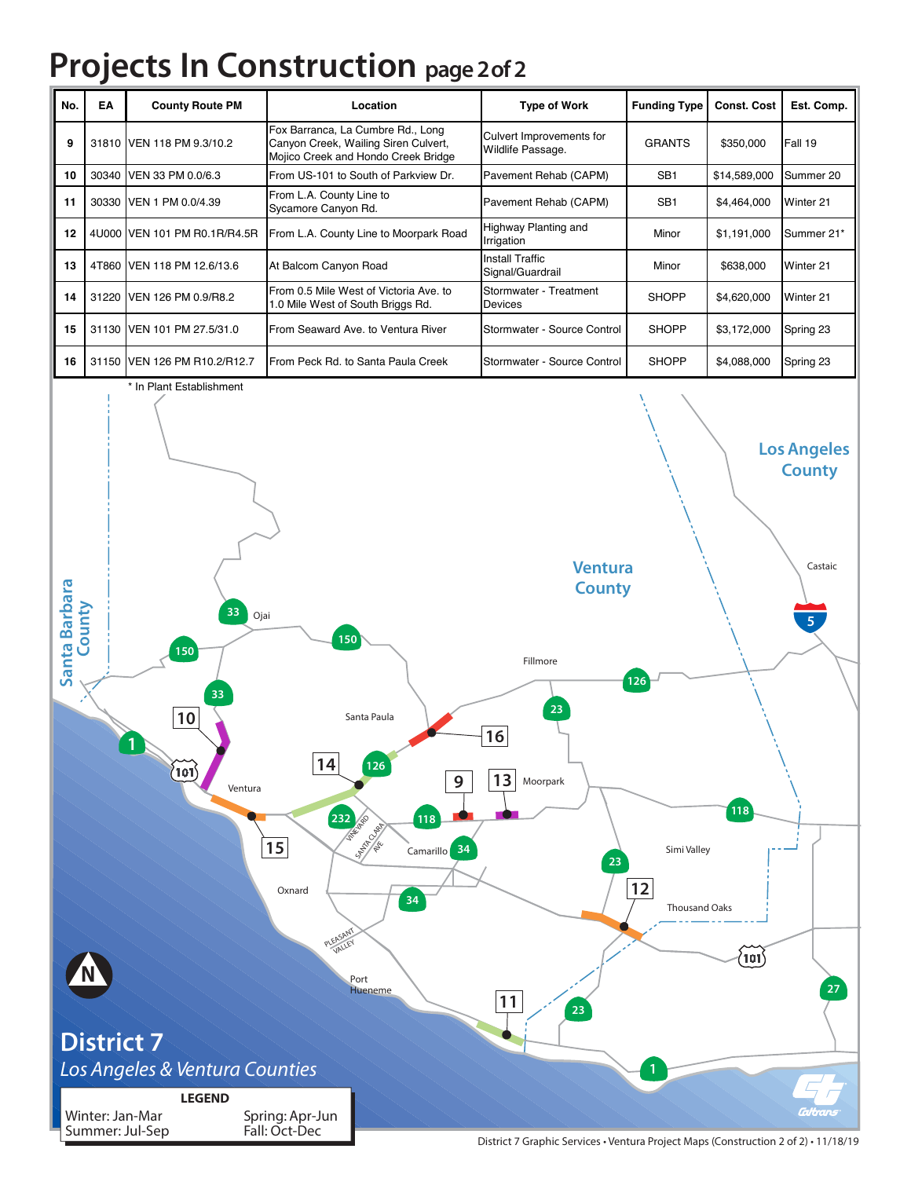# Projects In Construction page 2 of 2

| No. | EA | County Route PM | Location | Type of Work | Funding Type | Const. Cost | Est. Comp. |
|---|---|---|---|---|---|---|---|
| 9 | 31810 | VEN 118 PM 9.3/10.2 | Fox Barranca, La Cumbre Rd., Long Canyon Creek, Wailing Siren Culvert, Mojico Creek and Hondo Creek Bridge | Culvert Improvements for Wildlife Passage. | GRANTS | $350,000 | Fall 19 |
| 10 | 30340 | VEN 33 PM 0.0/6.3 | From US-101 to South of Parkview Dr. | Pavement Rehab (CAPM) | SB1 | $14,589,000 | Summer 20 |
| 11 | 30330 | VEN 1 PM 0.0/4.39 | From L.A. County Line to Sycamore Canyon Rd. | Pavement Rehab (CAPM) | SB1 | $4,464,000 | Winter 21 |
| 12 | 4U000 | VEN 101 PM R0.1R/R4.5R | From L.A. County Line to Moorpark Road | Highway Planting and Irrigation | Minor | $1,191,000 | Summer 21* |
| 13 | 4T860 | VEN 118 PM 12.6/13.6 | At Balcom Canyon Road | Install Traffic Signal/Guardrail | Minor | $638,000 | Winter 21 |
| 14 | 31220 | VEN 126 PM 0.9/R8.2 | From 0.5 Mile West of Victoria Ave. to 1.0 Mile West of South Briggs Rd. | Stormwater - Treatment Devices | SHOPP | $4,620,000 | Winter 21 |
| 15 | 31130 | VEN 101 PM 27.5/31.0 | From Seaward Ave. to Ventura River | Stormwater - Source Control | SHOPP | $3,172,000 | Spring 23 |
| 16 | 31150 | VEN 126 PM R10.2/R12.7 | From Peck Rd. to Santa Paula Creek | Stormwater - Source Control | SHOPP | $4,088,000 | Spring 23 |

\* In Plant Establishment

Santa Barbara County
Ventura County
Los Angeles County
Castaic
Ojai
Fillmore
Santa Paula
Moorpark
Ventura
Camarillo
Simi Valley
Oxnard
Thousand Oaks
Port Hueneme
Vineyard
Santa Clara Ave
Pleasant Valley
5 33 150 126 23 10 1 101 16 14 9 13 118 232 34 15 12 27 11

N

## District 7

*Los Angeles & Ventura Counties*

**LEGEND**

Winter: Jan-Mar
Summer: Jul-Sep
Spring: Apr-Jun
Fall: Oct-Dec

Caltrans

District 7 Graphic Services • Ventura Project Maps (Construction 2 of 2) • 11/18/19